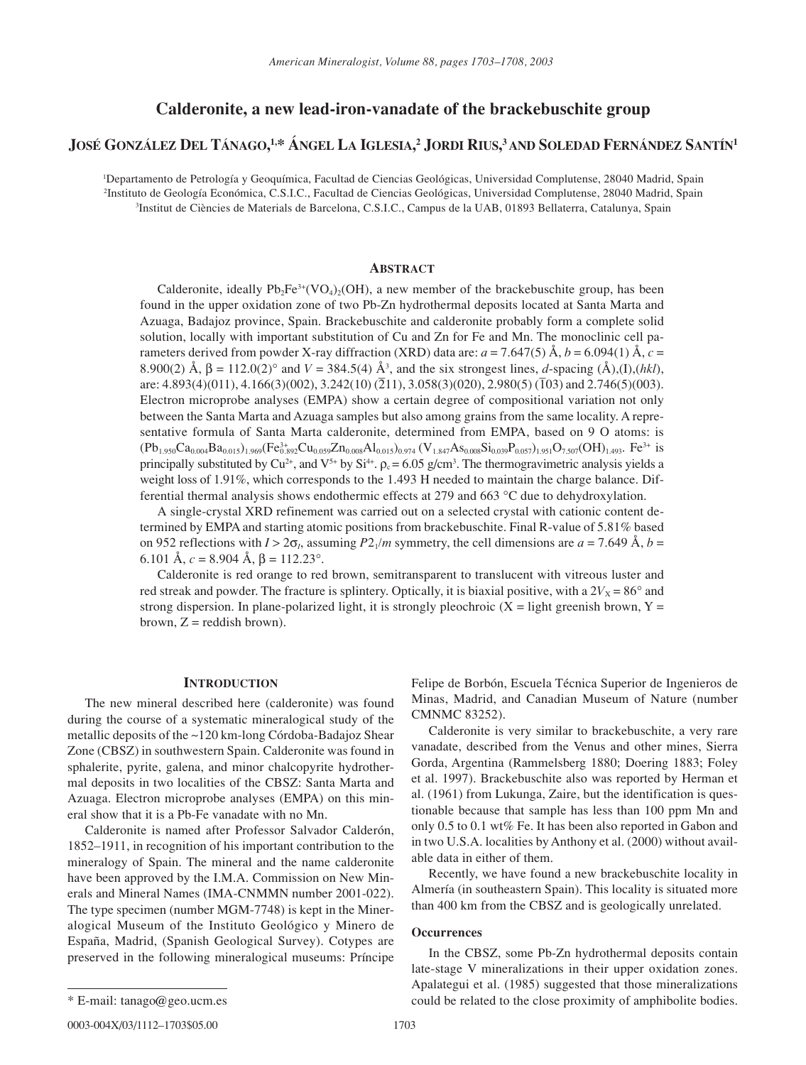# Calderonite, a new lead-iron-vanadate of the brackebuschite group

**José González Del Tánago,[1,*] Ángel La Iglesia,[2] Jordi Rius,[3] and Soledad Fernández Santín[1]**

[1]Departamento de Petrología y Geoquímica, Facultad de Ciencias Geológicas, Universidad Complutense, 28040 Madrid, Spain
[2]Instituto de Geología Económica, C.S.I.C., Facultad de Ciencias Geológicas, Universidad Complutense, 28040 Madrid, Spain
[3]Institut de Ciències de Materials de Barcelona, C.S.I.C., Campus de la UAB, 01893 Bellaterra, Catalunya, Spain

## Abstract

Calderonite, ideally $Pb_2Fe^{3+}(VO_4)_2(OH)$, a new member of the brackebuschite group, has been found in the upper oxidation zone of two Pb-Zn hydrothermal deposits located at Santa Marta and Azuaga, Badajoz province, Spain. Brackebuschite and calderonite probably form a complete solid solution, locally with important substitution of Cu and Zn for Fe and Mn. The monoclinic cell parameters derived from powder X-ray diffraction (XRD) data are: $a$ = 7.647(5) Å, $b$ = 6.094(1) Å, $c$ = 8.900(2) Å, $\beta$ = 112.0(2)° and $V$ = 384.5(4) Å$^3$, and the six strongest lines, $d$-spacing (Å),(I),($hkl$), are: 4.893(4)(011), 4.166(3)(002), 3.242(10) ($\bar{2}$11), 3.058(3)(020), 2.980(5) ($\bar{1}$03) and 2.746(5)(003). Electron microprobe analyses (EMPA) show a certain degree of compositional variation not only between the Santa Marta and Azuaga samples but also among grains from the same locality. A representative formula of Santa Marta calderonite, determined from EMPA, based on 9 O atoms: is $(Pb_{1.950}Ca_{0.004}Ba_{0.015})_{1.969}(Fe^{3+}_{0.892}Cu_{0.059}Zn_{0.008}Al_{0.015})_{0.974}$ $(V_{1.847}As_{0.008}Si_{0.039}P_{0.057})_{1.951}O_{7.507}(OH)_{1.493}$. $Fe^{3+}$ is principally substituted by $Cu^{2+}$, and $V^{5+}$ by $Si^{4+}$. $\rho_c$ = 6.05 g/cm$^3$. The thermogravimetric analysis yields a weight loss of 1.91%, which corresponds to the 1.493 H needed to maintain the charge balance. Differential thermal analysis shows endothermic effects at 279 and 663 °C due to dehydroxylation.

A single-crystal XRD refinement was carried out on a selected crystal with cationic content determined by EMPA and starting atomic positions from brackebuschite. Final R-value of 5.81% based on 952 reflections with $I > 2\sigma_I$, assuming $P2_1/m$ symmetry, the cell dimensions are $a$ = 7.649 Å, $b$ = 6.101 Å, $c$ = 8.904 Å, $\beta$ = 112.23°.

Calderonite is red orange to red brown, semitransparent to translucent with vitreous luster and red streak and powder. The fracture is splintery. Optically, it is biaxial positive, with a $2V_X$ = 86° and strong dispersion. In plane-polarized light, it is strongly pleochroic (X = light greenish brown, Y = brown, Z = reddish brown).

## Introduction

The new mineral described here (calderonite) was found during the course of a systematic mineralogical study of the metallic deposits of the ~120 km-long Córdoba-Badajoz Shear Zone (CBSZ) in southwestern Spain. Calderonite was found in sphalerite, pyrite, galena, and minor chalcopyrite hydrothermal deposits in two localities of the CBSZ: Santa Marta and Azuaga. Electron microprobe analyses (EMPA) on this mineral show that it is a Pb-Fe vanadate with no Mn.

Calderonite is named after Professor Salvador Calderón, 1852–1911, in recognition of his important contribution to the mineralogy of Spain. The mineral and the name calderonite have been approved by the I.M.A. Commission on New Minerals and Mineral Names (IMA-CNMMN number 2001-022). The type specimen (number MGM-7748) is kept in the Mineralogical Museum of the Instituto Geológico y Minero de España, Madrid, (Spanish Geological Survey). Cotypes are preserved in the following mineralogical museums: Príncipe Felipe de Borbón, Escuela Técnica Superior de Ingenieros de Minas, Madrid, and Canadian Museum of Nature (number CMNMC 83252).

Calderonite is very similar to brackebuschite, a very rare vanadate, described from the Venus and other mines, Sierra Gorda, Argentina (Rammelsberg 1880; Doering 1883; Foley et al. 1997). Brackebuschite also was reported by Herman et al. (1961) from Lukunga, Zaire, but the identification is questionable because that sample has less than 100 ppm Mn and only 0.5 to 0.1 wt% Fe. It has been also reported in Gabon and in two U.S.A. localities by Anthony et al. (2000) without available data in either of them.

Recently, we have found a new brackebuschite locality in Almería (in southeastern Spain). This locality is situated more than 400 km from the CBSZ and is geologically unrelated.

### Occurrences

In the CBSZ, some Pb-Zn hydrothermal deposits contain late-stage V mineralizations in their upper oxidation zones. Apalategui et al. (1985) suggested that those mineralizations could be related to the close proximity of amphibolite bodies.

\* E-mail: tanago@geo.ucm.es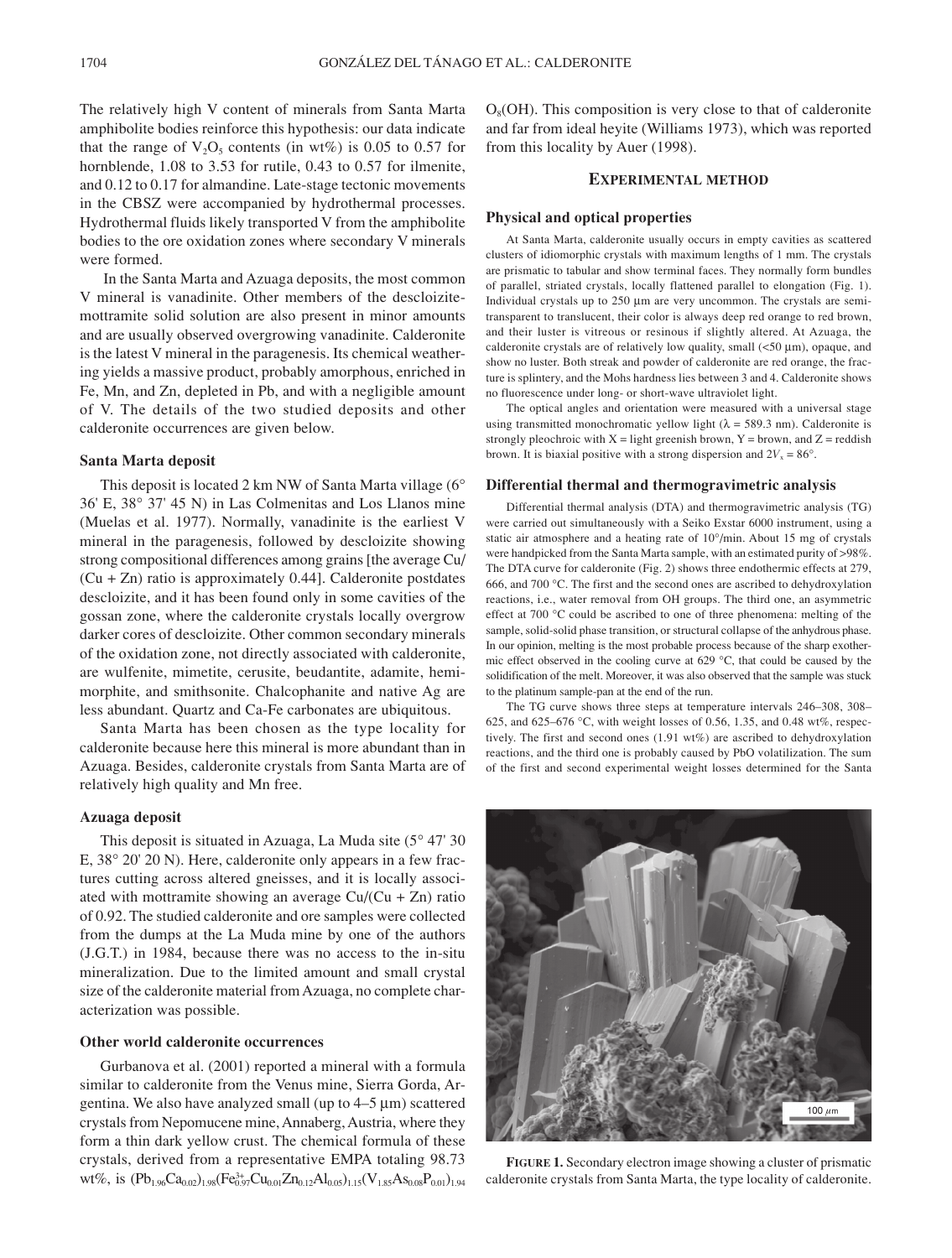The relatively high V content of minerals from Santa Marta amphibolite bodies reinforce this hypothesis: our data indicate that the range of $V_2O_5$ contents (in wt%) is 0.05 to 0.57 for hornblende, 1.08 to 3.53 for rutile, 0.43 to 0.57 for ilmenite, and 0.12 to 0.17 for almandine. Late-stage tectonic movements in the CBSZ were accompanied by hydrothermal processes. Hydrothermal fluids likely transported V from the amphibolite bodies to the ore oxidation zones where secondary V minerals were formed.

In the Santa Marta and Azuaga deposits, the most common V mineral is vanadinite. Other members of the descloizite-mottramite solid solution are also present in minor amounts and are usually observed overgrowing vanadinite. Calderonite is the latest V mineral in the paragenesis. Its chemical weathering yields a massive product, probably amorphous, enriched in Fe, Mn, and Zn, depleted in Pb, and with a negligible amount of V. The details of the two studied deposits and other calderonite occurrences are given below.

### Santa Marta deposit

This deposit is located 2 km NW of Santa Marta village (6° 36' E, 38° 37' 45 N) in Las Colmenitas and Los Llanos mine (Muelas et al. 1977). Normally, vanadinite is the earliest V mineral in the paragenesis, followed by descloizite showing strong compositional differences among grains [the average Cu/(Cu + Zn) ratio is approximately 0.44]. Calderonite postdates descloizite, and it has been found only in some cavities of the gossan zone, where the calderonite crystals locally overgrow darker cores of descloizite. Other common secondary minerals of the oxidation zone, not directly associated with calderonite, are wulfenite, mimetite, cerusite, beudantite, adamite, hemimorphite, and smithsonite. Chalcophanite and native Ag are less abundant. Quartz and Ca-Fe carbonates are ubiquitous.

Santa Marta has been chosen as the type locality for calderonite because here this mineral is more abundant than in Azuaga. Besides, calderonite crystals from Santa Marta are of relatively high quality and Mn free.

### Azuaga deposit

This deposit is situated in Azuaga, La Muda site (5° 47' 30 E, 38° 20' 20 N). Here, calderonite only appears in a few fractures cutting across altered gneisses, and it is locally associated with mottramite showing an average Cu/(Cu + Zn) ratio of 0.92. The studied calderonite and ore samples were collected from the dumps at the La Muda mine by one of the authors (J.G.T.) in 1984, because there was no access to the in-situ mineralization. Due to the limited amount and small crystal size of the calderonite material from Azuaga, no complete characterization was possible.

### Other world calderonite occurrences

Gurbanova et al. (2001) reported a mineral with a formula similar to calderonite from the Venus mine, Sierra Gorda, Argentina. We also have analyzed small (up to 4–5 μm) scattered crystals from Nepomucene mine, Annaberg, Austria, where they form a thin dark yellow crust. The chemical formula of these crystals, derived from a representative EMPA totaling 98.73 wt%, is $(Pb_{1.96}Ca_{0.02})_{1.98}(Fe^{3+}_{0.97}Cu_{0.01}Zn_{0.12}Al_{0.05})_{1.15}(V_{1.85}As_{0.08}P_{0.01})_{1.94}$ $O_8(OH)$. This composition is very close to that of calderonite and far from ideal heyite (Williams 1973), which was reported from this locality by Auer (1998).

## EXPERIMENTAL METHOD

### Physical and optical properties

At Santa Marta, calderonite usually occurs in empty cavities as scattered clusters of idiomorphic crystals with maximum lengths of 1 mm. The crystals are prismatic to tabular and show terminal faces. They normally form bundles of parallel, striated crystals, locally flattened parallel to elongation (Fig. 1). Individual crystals up to 250 μm are very uncommon. The crystals are semi-transparent to translucent, their color is always deep red orange to red brown, and their luster is vitreous or resinous if slightly altered. At Azuaga, the calderonite crystals are of relatively low quality, small (<50 μm), opaque, and show no luster. Both streak and powder of calderonite are red orange, the fracture is splintery, and the Mohs hardness lies between 3 and 4. Calderonite shows no fluorescence under long- or short-wave ultraviolet light.

The optical angles and orientation were measured with a universal stage using transmitted monochromatic yellow light (λ = 589.3 nm). Calderonite is strongly pleochroic with X = light greenish brown, Y = brown, and Z = reddish brown. It is biaxial positive with a strong dispersion and $2V_x = 86°$.

### Differential thermal and thermogravimetric analysis

Differential thermal analysis (DTA) and thermogravimetric analysis (TG) were carried out simultaneously with a Seiko Exstar 6000 instrument, using a static air atmosphere and a heating rate of 10°/min. About 15 mg of crystals were handpicked from the Santa Marta sample, with an estimated purity of >98%. The DTA curve for calderonite (Fig. 2) shows three endothermic effects at 279, 666, and 700 °C. The first and the second ones are ascribed to dehydroxylation reactions, i.e., water removal from OH groups. The third one, an asymmetric effect at 700 °C could be ascribed to one of three phenomena: melting of the sample, solid-solid phase transition, or structural collapse of the anhydrous phase. In our opinion, melting is the most probable process because of the sharp exothermic effect observed in the cooling curve at 629 °C, that could be caused by the solidification of the melt. Moreover, it was also observed that the sample was stuck to the platinum sample-pan at the end of the run.

The TG curve shows three steps at temperature intervals 246–308, 308–625, and 625–676 °C, with weight losses of 0.56, 1.35, and 0.48 wt%, respectively. The first and second ones (1.91 wt%) are ascribed to dehydroxylation reactions, and the third one is probably caused by PbO volatilization. The sum of the first and second experimental weight losses determined for the Santa

**FIGURE 1.** Secondary electron image showing a cluster of prismatic calderonite crystals from Santa Marta, the type locality of calderonite.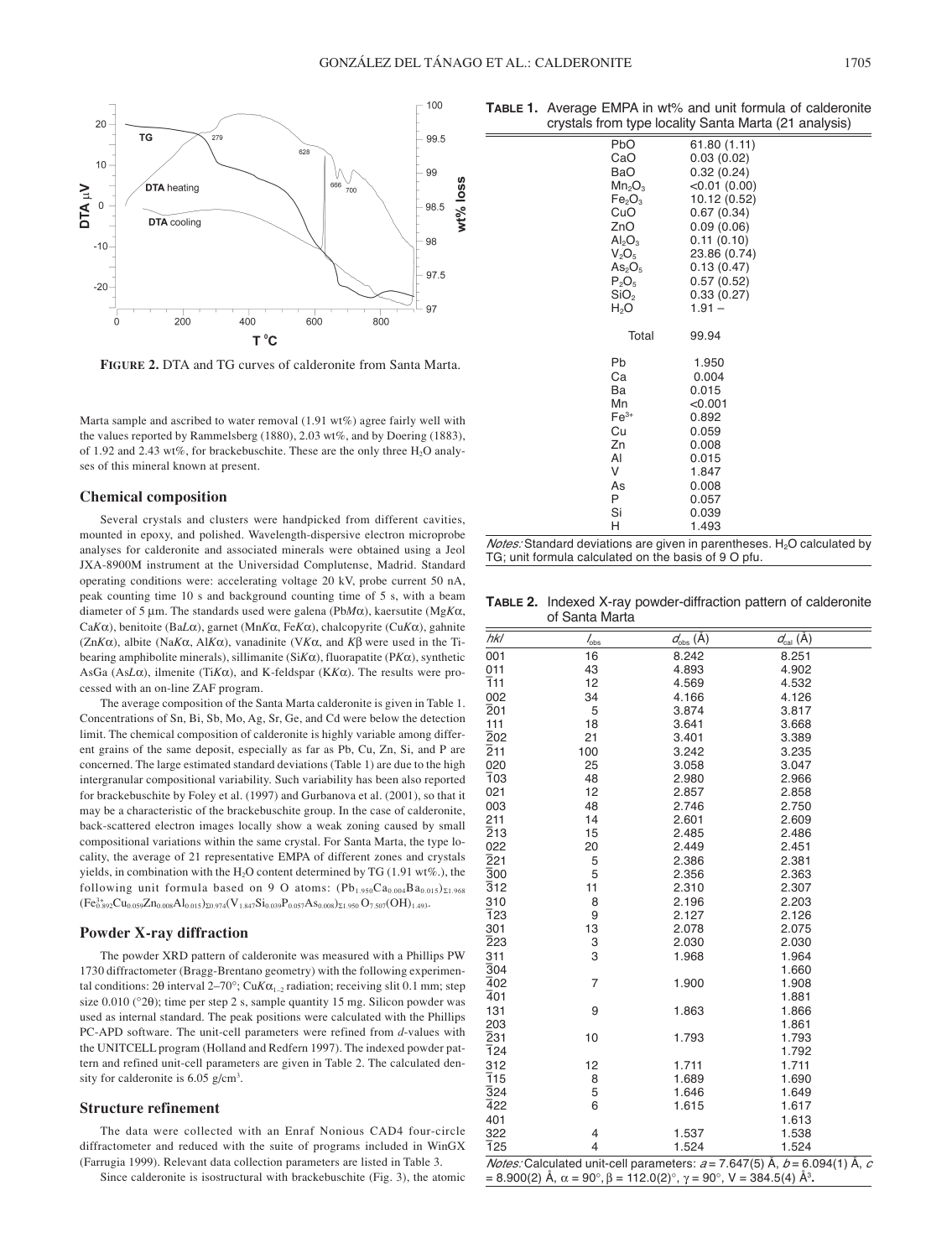**FIGURE 2.** DTA and TG curves of calderonite from Santa Marta.

Marta sample and ascribed to water removal (1.91 wt%) agree fairly well with the values reported by Rammelsberg (1880), 2.03 wt%, and by Doering (1883), of 1.92 and 2.43 wt%, for brackebuschite. These are the only three $H_2O$ analyses of this mineral known at present.

## Chemical composition

Several crystals and clusters were handpicked from different cavities, mounted in epoxy, and polished. Wavelength-dispersive electron microprobe analyses for calderonite and associated minerals were obtained using a Jeol JXA-8900M instrument at the Universidad Complutense, Madrid. Standard operating conditions were: accelerating voltage 20 kV, probe current 50 nA, peak counting time 10 s and background counting time of 5 s, with a beam diameter of 5 µm. The standards used were galena (Pb*M*α), kaersutite (Mg*K*α, Ca*K*α), benitoite (Ba*L*α), garnet (Mn*K*α, Fe*K*α), chalcopyrite (Cu*K*α), gahnite (Zn*K*α), albite (Na*K*α, Al*K*α), vanadinite (V*K*α, and *K*β were used in the Ti-bearing amphibolite minerals), sillimanite (Si*K*α), fluorapatite (P*K*α), synthetic AsGa (As*L*α), ilmenite (Ti*K*α), and K-feldspar (K*K*α). The results were processed with an on-line ZAF program.

The average composition of the Santa Marta calderonite is given in Table 1. Concentrations of Sn, Bi, Sb, Mo, Ag, Sr, Ge, and Cd were below the detection limit. The chemical composition of calderonite is highly variable among different grains of the same deposit, especially as far as Pb, Cu, Zn, Si, and P are concerned. The large estimated standard deviations (Table 1) are due to the high intergranular compositional variability. Such variability has been also reported for brackebuschite by Foley et al. (1997) and Gurbanova et al. (2001), so that it may be a characteristic of the brackebuschite group. In the case of calderonite, back-scattered electron images locally show a weak zoning caused by small compositional variations within the same crystal. For Santa Marta, the type locality, the average of 21 representative EMPA of different zones and crystals yields, in combination with the $H_2O$ content determined by TG (1.91 wt%.), the following unit formula based on 9 O atoms: $(Pb_{1.950}Ca_{0.004}Ba_{0.015})_{\Sigma 1.968}(Fe^{3+}_{0.892}Cu_{0.059}Zn_{0.008}Al_{0.015})_{\Sigma 0.974}(V_{1.847}Si_{0.039}P_{0.057}As_{0.008})_{\Sigma 1.950}O_{7.507}(OH)_{1.493}$.

## Powder X-ray diffraction

The powder XRD pattern of calderonite was measured with a Phillips PW 1730 diffractometer (Bragg-Brentano geometry) with the following experimental conditions: 2θ interval 2–70°; Cu$K\alpha_{1-2}$ radiation; receiving slit 0.1 mm; step size 0.010 (°2θ); time per step 2 s, sample quantity 15 mg. Silicon powder was used as internal standard. The peak positions were calculated with the Phillips PC-APD software. The unit-cell parameters were refined from *d*-values with the UNITCELL program (Holland and Redfern 1997). The indexed powder pattern and refined unit-cell parameters are given in Table 2. The calculated density for calderonite is 6.05 g/cm³.

## Structure refinement

The data were collected with an Enraf Nonious CAD4 four-circle diffractometer and reduced with the suite of programs included in WinGX (Farrugia 1999). Relevant data collection parameters are listed in Table 3.

Since calderonite is isostructural with brackebuschite (Fig. 3), the atomic

**TABLE 1.** Average EMPA in wt% and unit formula of calderonite crystals from type locality Santa Marta (21 analysis)

| | |
|---|---|
| PbO | 61.80 (1.11) |
| CaO | 0.03 (0.02) |
| BaO | 0.32 (0.24) |
| $Mn_2O_3$ | <0.01 (0.00) |
| $Fe_2O_3$ | 10.12 (0.52) |
| CuO | 0.67 (0.34) |
| ZnO | 0.09 (0.06) |
| $Al_2O_3$ | 0.11 (0.10) |
| $V_2O_5$ | 23.86 (0.74) |
| $As_2O_5$ | 0.13 (0.47) |
| $P_2O_5$ | 0.57 (0.52) |
| $SiO_2$ | 0.33 (0.27) |
| $H_2O$ | 1.91 – |
| Total | 99.94 |
| Pb | 1.950 |
| Ca | 0.004 |
| Ba | 0.015 |
| Mn | <0.001 |
| $Fe^{3+}$ | 0.892 |
| Cu | 0.059 |
| Zn | 0.008 |
| Al | 0.015 |
| V | 1.847 |
| As | 0.008 |
| P | 0.057 |
| Si | 0.039 |
| H | 1.493 |

*Notes:* Standard deviations are given in parentheses. $H_2O$ calculated by TG; unit formula calculated on the basis of 9 O pfu.

**TABLE 2.** Indexed X-ray powder-diffraction pattern of calderonite of Santa Marta

| *hkl* | $I_{obs}$ | $d_{obs}$ (Å) | $d_{cal}$ (Å) |
|---|---|---|---|
| 001 | 16 | 8.242 | 8.251 |
| 011 | 43 | 4.893 | 4.902 |
| $\bar{1}$11 | 12 | 4.569 | 4.532 |
| 002 | 34 | 4.166 | 4.126 |
| $\bar{2}$01 | 5 | 3.874 | 3.817 |
| 111 | 18 | 3.641 | 3.668 |
| $\bar{2}$02 | 21 | 3.401 | 3.389 |
| $\bar{2}$11 | 100 | 3.242 | 3.235 |
| 020 | 25 | 3.058 | 3.047 |
| $\bar{1}$03 | 48 | 2.980 | 2.966 |
| 021 | 12 | 2.857 | 2.858 |
| 003 | 48 | 2.746 | 2.750 |
| 211 | 14 | 2.601 | 2.609 |
| $\bar{2}$13 | 15 | 2.485 | 2.486 |
| 022 | 20 | 2.449 | 2.451 |
| $\bar{2}$21 | 5 | 2.386 | 2.381 |
| $\bar{3}$00 | 5 | 2.356 | 2.363 |
| $\bar{3}$12 | 11 | 2.310 | 2.307 |
| 310 | 8 | 2.196 | 2.203 |
| $\bar{1}$23 | 9 | 2.127 | 2.126 |
| 301 | 13 | 2.078 | 2.075 |
| $\bar{2}$23 | 3 | 2.030 | 2.030 |
| 311 | 3 | 1.968 | 1.964 |
| $\bar{3}$04 | | | 1.660 |
| $\bar{4}$02 | 7 | 1.900 | 1.908 |
| $\bar{4}$01 | | | 1.881 |
| 131 | 9 | 1.863 | 1.866 |
| 203 | | | 1.861 |
| $\bar{2}$31 | 10 | 1.793 | 1.793 |
| $\bar{1}$24 | | | 1.792 |
| 312 | 12 | 1.711 | 1.711 |
| $\bar{1}$15 | 8 | 1.689 | 1.690 |
| $\bar{3}$24 | 5 | 1.646 | 1.649 |
| $\bar{4}$22 | 6 | 1.615 | 1.617 |
| 401 | | | 1.613 |
| 322 | 4 | 1.537 | 1.538 |
| $\bar{1}$25 | 4 | 1.524 | 1.524 |

*Notes:* Calculated unit-cell parameters: *a* = 7.647(5) Å, *b* = 6.094(1) Å, *c* = 8.900(2) Å, α = 90°, β = 112.0(2)°, γ = 90°, V = 384.5(4) Å³.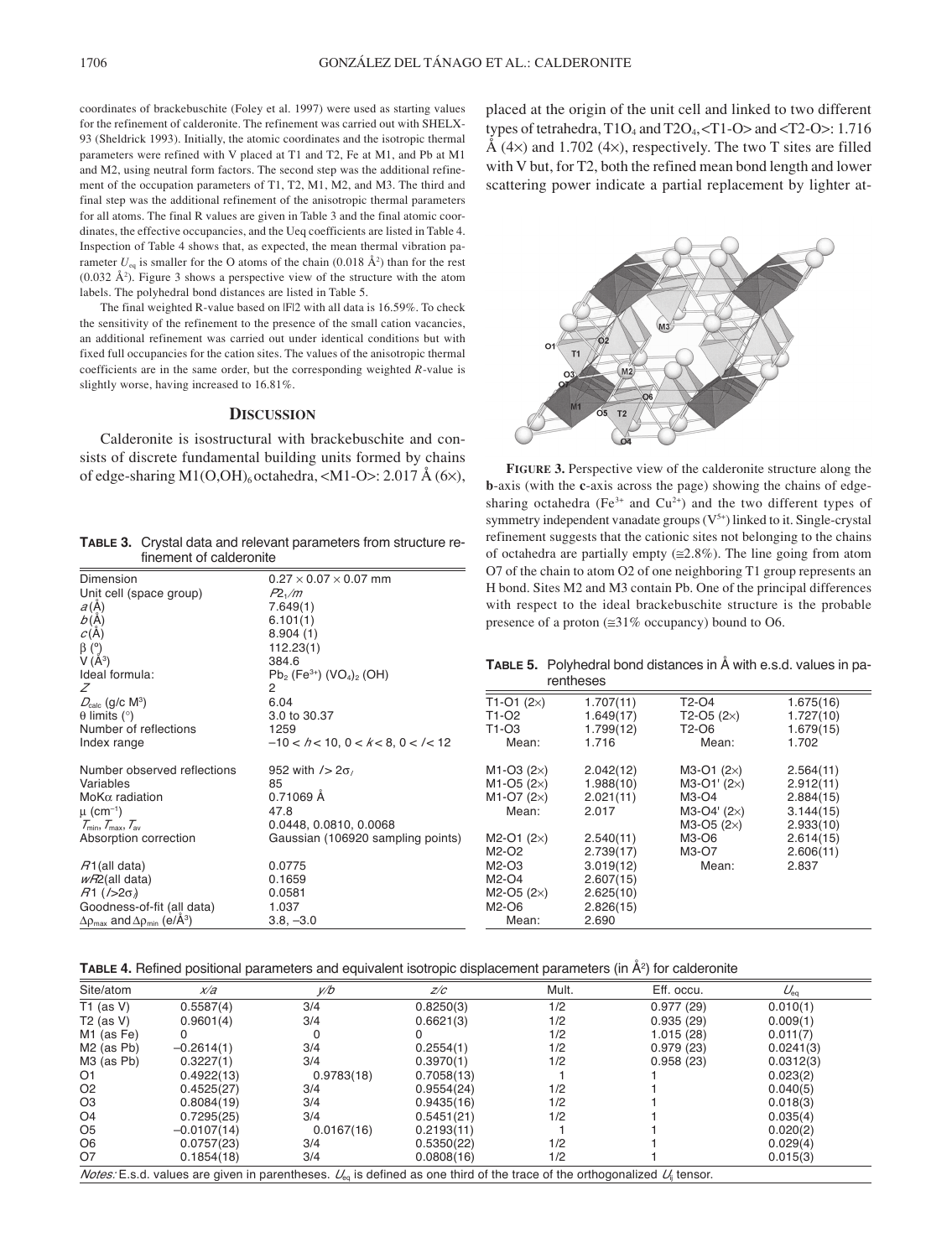coordinates of brackebuschite (Foley et al. 1997) were used as starting values for the refinement of calderonite. The refinement was carried out with SHELX-93 (Sheldrick 1993). Initially, the atomic coordinates and the isotropic thermal parameters were refined with V placed at T1 and T2, Fe at M1, and Pb at M1 and M2, using neutral form factors. The second step was the additional refinement of the occupation parameters of T1, T2, M1, M2, and M3. The third and final step was the additional refinement of the anisotropic thermal parameters for all atoms. The final R values are given in Table 3 and the final atomic coordinates, the effective occupancies, and the Ueq coefficients are listed in Table 4. Inspection of Table 4 shows that, as expected, the mean thermal vibration parameter $U_{eq}$ is smaller for the O atoms of the chain (0.018 Å$^2$) than for the rest (0.032 Å$^2$). Figure 3 shows a perspective view of the structure with the atom labels. The polyhedral bond distances are listed in Table 5.

The final weighted R-value based on |F|2 with all data is 16.59%. To check the sensitivity of the refinement to the presence of the small cation vacancies, an additional refinement was carried out under identical conditions but with fixed full occupancies for the cation sites. The values of the anisotropic thermal coefficients are in the same order, but the corresponding weighted *R*-value is slightly worse, having increased to 16.81%.

## DISCUSSION

Calderonite is isostructural with brackebuschite and consists of discrete fundamental building units formed by chains of edge-sharing $M1(O,OH)_6$ octahedra, <M1-O>: 2.017 Å (6×), placed at the origin of the unit cell and linked to two different types of tetrahedra, $T1O_4$ and $T2O_4$, <T1-O> and <T2-O>: 1.716 Å (4×) and 1.702 (4×), respectively. The two T sites are filled with V but, for T2, both the refined mean bond length and lower scattering power indicate a partial replacement by lighter at-

**FIGURE 3.** Perspective view of the calderonite structure along the **b**-axis (with the **c**-axis across the page) showing the chains of edge-sharing octahedra ($Fe^{3+}$ and $Cu^{2+}$) and the two different types of symmetry independent vanadate groups ($V^{5+}$) linked to it. Single-crystal refinement suggests that the cationic sites not belonging to the chains of octahedra are partially empty (≅2.8%). The line going from atom O7 of the chain to atom O2 of one neighboring T1 group represents an H bond. Sites M2 and M3 contain Pb. One of the principal differences with respect to the ideal brackebuschite structure is the probable presence of a proton (≅31% occupancy) bound to O6.

**TABLE 3.** Crystal data and relevant parameters from structure refinement of calderonite

| | |
|---|---|
| Dimension | 0.27 × 0.07 × 0.07 mm |
| Unit cell (space group) | $P2_1/m$ |
| *a* (Å) | 7.649(1) |
| *b* (Å) | 6.101(1) |
| *c* (Å) | 8.904 (1) |
| β (°) | 112.23(1) |
| V (Å$^3$) | 384.6 |
| Ideal formula: | $Pb_2$ ($Fe^{3+}$) $(VO_4)_2$ (OH) |
| *Z* | 2 |
| $D_{calc}$ (g/c M$^3$) | 6.04 |
| θ limits (°) | 3.0 to 30.37 |
| Number of reflections | 1259 |
| Index range | $-10 < h < 10$, $0 < k < 8$, $0 < l < 12$ |
| Number observed reflections | 952 with $I > 2\sigma_I$ |
| Variables | 85 |
| MoKα radiation | 0.71069 Å |
| μ (cm$^{-1}$) | 47.8 |
| $T_{min}$, $T_{max}$, $T_{av}$ | 0.0448, 0.0810, 0.0068 |
| Absorption correction | Gaussian (106920 sampling points) |
| $R1$(all data) | 0.0775 |
| $wR2$(all data) | 0.1659 |
| $R1$ ($I > 2\sigma_I$) | 0.0581 |
| Goodness-of-fit (all data) | 1.037 |
| $\Delta\rho_{max}$ and $\Delta\rho_{min}$ (e/Å$^3$) | 3.8, −3.0 |

**TABLE 5.** Polyhedral bond distances in Å with e.s.d. values in parentheses

| | | | |
|---|---|---|---|
| T1-O1 (2×) | 1.707(11) | T2-O4 | 1.675(16) |
| T1-O2 | 1.649(17) | T2-O5 (2×) | 1.727(10) |
| T1-O3 | 1.799(12) | T2-O6 | 1.679(15) |
| Mean: | 1.716 | Mean: | 1.702 |
| M1-O3 (2×) | 2.042(12) | M3-O1 (2×) | 2.564(11) |
| M1-O5 (2×) | 1.988(10) | M3-O1' (2×) | 2.912(11) |
| M1-O7 (2×) | 2.021(11) | M3-O4 | 2.884(15) |
| Mean: | 2.017 | M3-O4' (2×) | 3.144(15) |
| | | M3-O5 (2×) | 2.933(10) |
| M2-O1 (2×) | 2.540(11) | M3-O6 | 2.614(15) |
| M2-O2 | 2.739(17) | M3-O7 | 2.606(11) |
| M2-O3 | 3.019(12) | Mean: | 2.837 |
| M2-O4 | 2.607(15) | | |
| M2-O5 (2×) | 2.625(10) | | |
| M2-O6 | 2.826(15) | | |
| Mean: | 2.690 | | |

**TABLE 4.** Refined positional parameters and equivalent isotropic displacement parameters (in Å$^2$) for calderonite

| Site/atom | *x/a* | *y/b* | *z/c* | Mult. | Eff. occu. | $U_{eq}$ |
|---|---|---|---|---|---|---|
| T1 (as V) | 0.5587(4) | 3/4 | 0.8250(3) | 1/2 | 0.977 (29) | 0.010(1) |
| T2 (as V) | 0.9601(4) | 3/4 | 0.6621(3) | 1/2 | 0.935 (29) | 0.009(1) |
| M1 (as Fe) | 0 | 0 | 0 | 1/2 | 1.015 (28) | 0.011(7) |
| M2 (as Pb) | −0.2614(1) | 3/4 | 0.2554(1) | 1/2 | 0.979 (23) | 0.0241(3) |
| M3 (as Pb) | 0.3227(1) | 3/4 | 0.3970(1) | 1/2 | 0.958 (23) | 0.0312(3) |
| O1 | 0.4922(13) | 0.9783(18) | 0.7058(13) | 1 | 1 | 0.023(2) |
| O2 | 0.4525(27) | 3/4 | 0.9554(24) | 1/2 | 1 | 0.040(5) |
| O3 | 0.8084(19) | 3/4 | 0.9435(16) | 1/2 | 1 | 0.018(3) |
| O4 | 0.7295(25) | 3/4 | 0.5451(21) | 1/2 | 1 | 0.035(4) |
| O5 | −0.0107(14) | 0.0167(16) | 0.2193(11) | 1 | 1 | 0.020(2) |
| O6 | 0.0757(23) | 3/4 | 0.5350(22) | 1/2 | 1 | 0.029(4) |
| O7 | 0.1854(18) | 3/4 | 0.0808(16) | 1/2 | 1 | 0.015(3) |

*Notes:* E.s.d. values are given in parentheses. $U_{eq}$ is defined as one third of the trace of the orthogonalized $U_{ij}$ tensor.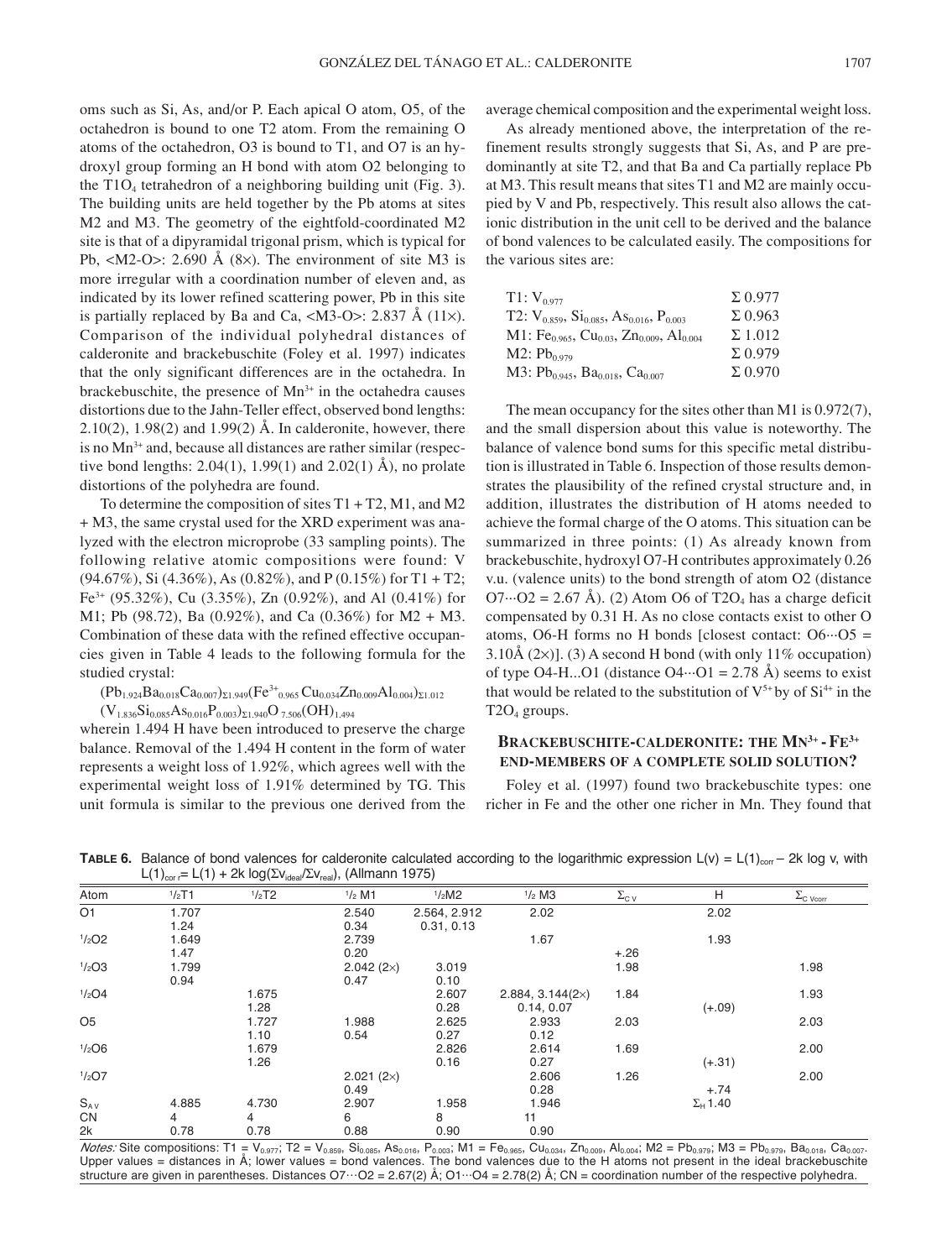oms such as Si, As, and/or P. Each apical O atom, O5, of the octahedron is bound to one T2 atom. From the remaining O atoms of the octahedron, O3 is bound to T1, and O7 is an hydroxyl group forming an H bond with atom O2 belonging to the $T1O_4$ tetrahedron of a neighboring building unit (Fig. 3). The building units are held together by the Pb atoms at sites M2 and M3. The geometry of the eightfold-coordinated M2 site is that of a dipyramidal trigonal prism, which is typical for Pb, <M2-O>: 2.690 Å (8×). The environment of site M3 is more irregular with a coordination number of eleven and, as indicated by its lower refined scattering power, Pb in this site is partially replaced by Ba and Ca, <M3-O>: 2.837 Å (11×). Comparison of the individual polyhedral distances of calderonite and brackebuschite (Foley et al. 1997) indicates that the only significant differences are in the octahedra. In brackebuschite, the presence of $Mn^{3+}$ in the octahedra causes distortions due to the Jahn-Teller effect, observed bond lengths: 2.10(2), 1.98(2) and 1.99(2) Å. In calderonite, however, there is no $Mn^{3+}$ and, because all distances are rather similar (respective bond lengths: 2.04(1), 1.99(1) and 2.02(1) Å), no prolate distortions of the polyhedra are found.

To determine the composition of sites T1 + T2, M1, and M2 + M3, the same crystal used for the XRD experiment was analyzed with the electron microprobe (33 sampling points). The following relative atomic compositions were found: V (94.67%), Si (4.36%), As (0.82%), and P (0.15%) for T1 + T2; $Fe^{3+}$ (95.32%), Cu (3.35%), Zn (0.92%), and Al (0.41%) for M1; Pb (98.72), Ba (0.92%), and Ca (0.36%) for M2 + M3. Combination of these data with the refined effective occupancies given in Table 4 leads to the following formula for the studied crystal:

$$(Pb_{1.924}Ba_{0.018}Ca_{0.007})_{\Sigma 1.949}(Fe^{3+}_{0.965}Cu_{0.034}Zn_{0.009}Al_{0.004})_{\Sigma 1.012}(V_{1.836}Si_{0.085}As_{0.016}P_{0.003})_{\Sigma 1.940}O_{7.506}(OH)_{1.494}$$

wherein 1.494 H have been introduced to preserve the charge balance. Removal of the 1.494 H content in the form of water represents a weight loss of 1.92%, which agrees well with the experimental weight loss of 1.91% determined by TG. This unit formula is similar to the previous one derived from the average chemical composition and the experimental weight loss.

As already mentioned above, the interpretation of the refinement results strongly suggests that Si, As, and P are predominantly at site T2, and that Ba and Ca partially replace Pb at M3. This result means that sites T1 and M2 are mainly occupied by V and Pb, respectively. This result also allows the cationic distribution in the unit cell to be derived and the balance of bond valences to be calculated easily. The compositions for the various sites are:

| | |
|---|---|
| T1: $V_{0.977}$ | $\Sigma$ 0.977 |
| T2: $V_{0.859}$, $Si_{0.085}$, $As_{0.016}$, $P_{0.003}$ | $\Sigma$ 0.963 |
| M1: $Fe_{0.965}$, $Cu_{0.03}$, $Zn_{0.009}$, $Al_{0.004}$ | $\Sigma$ 1.012 |
| M2: $Pb_{0.979}$ | $\Sigma$ 0.979 |
| M3: $Pb_{0.945}$, $Ba_{0.018}$, $Ca_{0.007}$ | $\Sigma$ 0.970 |

The mean occupancy for the sites other than M1 is 0.972(7), and the small dispersion about this value is noteworthy. The balance of valence bond sums for this specific metal distribution is illustrated in Table 6. Inspection of those results demonstrates the plausibility of the refined crystal structure and, in addition, illustrates the distribution of H atoms needed to achieve the formal charge of the O atoms. This situation can be summarized in three points: (1) As already known from brackebuschite, hydroxyl O7-H contributes approximately 0.26 v.u. (valence units) to the bond strength of atom O2 (distance O7···O2 = 2.67 Å). (2) Atom O6 of $T2O_4$ has a charge deficit compensated by 0.31 H. As no close contacts exist to other O atoms, O6-H forms no H bonds [closest contact: O6···O5 = 3.10Å (2×)]. (3) A second H bond (with only 11% occupation) of type O4-H...O1 (distance O4···O1 = 2.78 Å) seems to exist that would be related to the substitution of $V^{5+}$ by of $Si^{4+}$ in the $T2O_4$ groups.

## Brackebuschite-calderonite: the $Mn^{3+}$ - $Fe^{3+}$ end-members of a complete solid solution?

Foley et al. (1997) found two brackebuschite types: one richer in Fe and the other one richer in Mn. They found that

**Table 6.** Balance of bond valences for calderonite calculated according to the logarithmic expression $L(v) = L(1)_{corr} - 2k \log v$, with $L(1)_{corr} = L(1) + 2k \log(\Sigma v_{ideal}/\Sigma v_{real})$, (Allmann 1975)

| Atom | ½T1 | ½T2 | ½ M1 | ½M2 | ½ M3 | $\Sigma_{CV}$ | H | $\Sigma_{C\ Vcorr}$ |
|---|---|---|---|---|---|---|---|---|
| O1 | 1.707 | | 2.540 | 2.564, 2.912 | 2.02 | | 2.02 | |
| | 1.24 | | 0.34 | 0.31, 0.13 | | | | |
| ½O2 | 1.649 | | 2.739 | | 1.67 | | 1.93 | |
| | 1.47 | | 0.20 | | | +.26 | | |
| ½O3 | 1.799 | | 2.042 (2×) | 3.019 | | 1.98 | | 1.98 |
| | 0.94 | | 0.47 | 0.10 | | | | |
| ½O4 | | 1.675 | | 2.607 | 2.884, 3.144(2×) | 1.84 | | 1.93 |
| | | 1.28 | | 0.28 | 0.14, 0.07 | | (+.09) | |
| O5 | | 1.727 | 1.988 | 2.625 | 2.933 | 2.03 | | 2.03 |
| | | 1.10 | 0.54 | 0.27 | 0.12 | | | |
| ½O6 | | 1.679 | | 2.826 | 2.614 | 1.69 | | 2.00 |
| | | 1.26 | | 0.16 | 0.27 | | (+.31) | |
| ½O7 | | | 2.021 (2×) | | 2.606 | 1.26 | | 2.00 |
| | | | 0.49 | | 0.28 | | +.74 | |
| $S_{AV}$ | 4.885 | 4.730 | 2.907 | 1.958 | 1.946 | | $\Sigma_H$ 1.40 | |
| CN | 4 | 4 | 6 | 8 | 11 | | | |
| 2k | 0.78 | 0.78 | 0.88 | 0.90 | 0.90 | | | |

*Notes:* Site compositions: T1 = $V_{0.977}$; T2 = $V_{0.859}$, $Si_{0.085}$, $As_{0.016}$, $P_{0.003}$; M1 = $Fe_{0.965}$, $Cu_{0.034}$, $Zn_{0.009}$, $Al_{0.004}$; M2 = $Pb_{0.979}$; M3 = $Pb_{0.979}$, $Ba_{0.018}$, $Ca_{0.007}$. Upper values = distances in Å; lower values = bond valences. The bond valences due to the H atoms not present in the ideal brackebuschite structure are given in parentheses. Distances O7···O2 = 2.67(2) Å; O1···O4 = 2.78(2) Å; CN = coordination number of the respective polyhedra.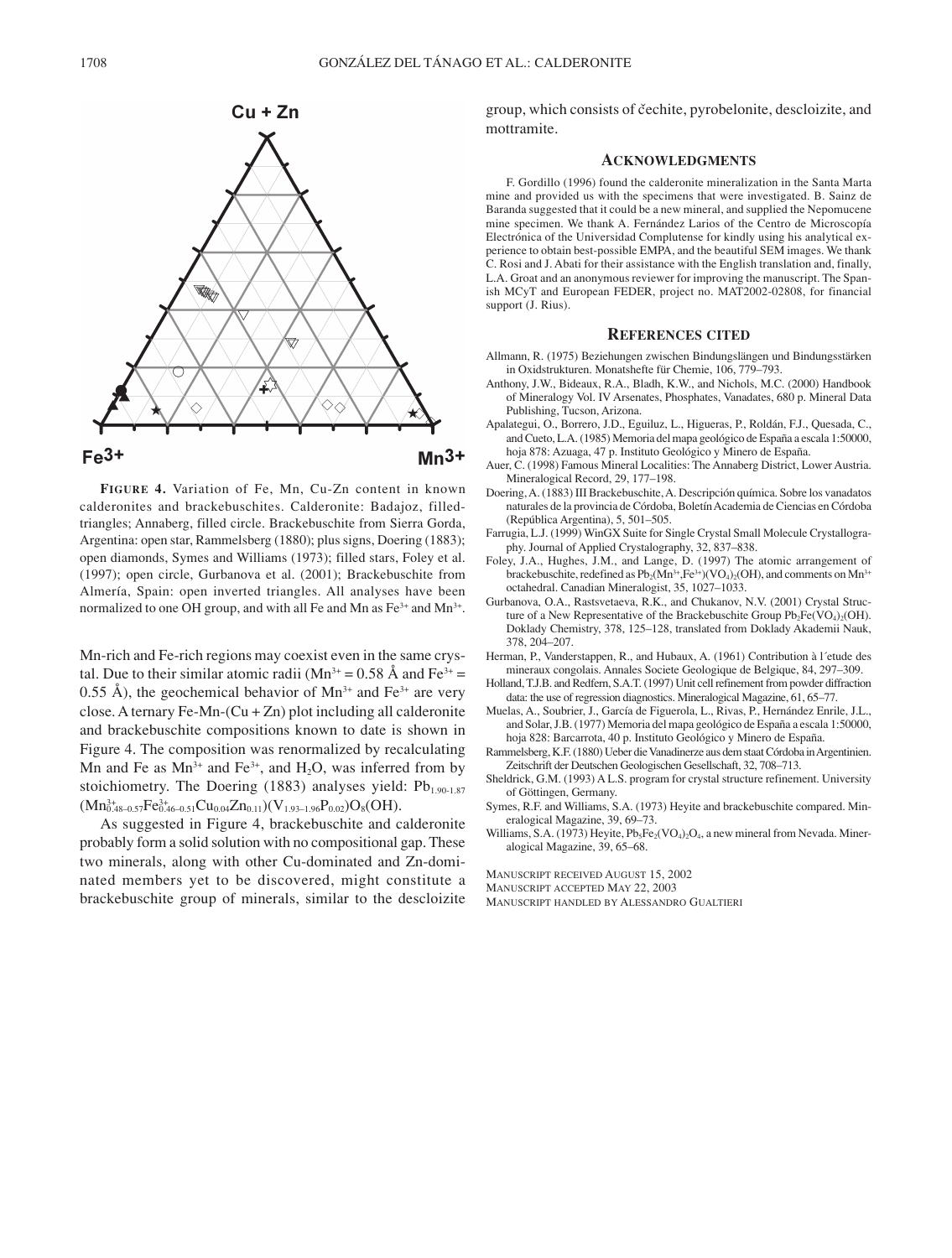Cu + Zn

Fe3+

Mn3+

**FIGURE 4.** Variation of Fe, Mn, Cu-Zn content in known calderonites and brackebuschites. Calderonite: Badajoz, filled-triangles; Annaberg, filled circle. Brackebuschite from Sierra Gorda, Argentina: open star, Rammelsberg (1880); plus signs, Doering (1883); open diamonds, Symes and Williams (1973); filled stars, Foley et al. (1997); open circle, Gurbanova et al. (2001); Brackebuschite from Almería, Spain: open inverted triangles. All analyses have been normalized to one OH group, and with all Fe and Mn as $Fe^{3+}$ and $Mn^{3+}$.

Mn-rich and Fe-rich regions may coexist even in the same crystal. Due to their similar atomic radii ($Mn^{3+}$ = 0.58 Å and $Fe^{3+}$ = 0.55 Å), the geochemical behavior of $Mn^{3+}$ and $Fe^{3+}$ are very close. A ternary Fe-Mn-(Cu + Zn) plot including all calderonite and brackebuschite compositions known to date is shown in Figure 4. The composition was renormalized by recalculating Mn and Fe as $Mn^{3+}$ and $Fe^{3+}$, and $H_2O$, was inferred from by stoichiometry. The Doering (1883) analyses yield: $Pb_{1.90-1.87}(Mn^{3+}_{0.48-0.57}Fe^{3+}_{0.46-0.51}Cu_{0.04}Zn_{0.11})(V_{1.93-1.96}P_{0.02})O_8(OH)$.

As suggested in Figure 4, brackebuschite and calderonite probably form a solid solution with no compositional gap. These two minerals, along with other Cu-dominated and Zn-dominated members yet to be discovered, might constitute a brackebuschite group of minerals, similar to the descloizite group, which consists of čechite, pyrobelonite, descloizite, and mottramite.

## ACKNOWLEDGMENTS

F. Gordillo (1996) found the calderonite mineralization in the Santa Marta mine and provided us with the specimens that were investigated. B. Sainz de Baranda suggested that it could be a new mineral, and supplied the Nepomucene mine specimen. We thank A. Fernández Larios of the Centro de Microscopía Electrónica of the Universidad Complutense for kindly using his analytical experience to obtain best-possible EMPA, and the beautiful SEM images. We thank C. Rosi and J. Abati for their assistance with the English translation and, finally, L.A. Groat and an anonymous reviewer for improving the manuscript. The Spanish MCyT and European FEDER, project no. MAT2002-02808, for financial support (J. Rius).

## REFERENCES CITED

Allmann, R. (1975) Beziehungen zwischen Bindungslängen und Bindungsstärken in Oxidstrukturen. Monatshefte für Chemie, 106, 779–793.

Anthony, J.W., Bideaux, R.A., Bladh, K.W., and Nichols, M.C. (2000) Handbook of Mineralogy Vol. IV Arsenates, Phosphates, Vanadates, 680 p. Mineral Data Publishing, Tucson, Arizona.

Apalategui, O., Borrero, J.D., Eguiluz, L., Higueras, P., Roldán, F.J., Quesada, C., and Cueto, L.A. (1985) Memoria del mapa geológico de España a escala 1:50000, hoja 878: Azuaga, 47 p. Instituto Geológico y Minero de España.

Auer, C. (1998) Famous Mineral Localities: The Annaberg District, Lower Austria. Mineralogical Record, 29, 177–198.

Doering, A. (1883) III Brackebuschite, A. Descripción química. Sobre los vanadatos naturales de la provincia de Córdoba, Boletín Academia de Ciencias en Córdoba (República Argentina), 5, 501–505.

Farrugia, L.J. (1999) WinGX Suite for Single Crystal Small Molecule Crystallography. Journal of Applied Crystallography, 32, 837–838.

Foley, J.A., Hughes, J.M., and Lange, D. (1997) The atomic arrangement of brackebuschite, redefined as $Pb_2(Mn^{3+},Fe^{3+})(VO_4)_2(OH)$, and comments on $Mn^{3+}$ octahedral. Canadian Mineralogist, 35, 1027–1033.

Gurbanova, O.A., Rastsvetaeva, R.K., and Chukanov, N.V. (2001) Crystal Structure of a New Representative of the Brackebuschite Group $Pb_2Fe(VO_4)_2(OH)$. Doklady Chemistry, 378, 125–128, translated from Doklady Akademii Nauk, 378, 204–207.

Herman, P., Vanderstappen, R., and Hubaux, A. (1961) Contribution à l´etude des mineraux congolais. Annales Societe Geologique de Belgique, 84, 297–309.

Holland, T.J.B. and Redfern, S.A.T. (1997) Unit cell refinement from powder diffraction data: the use of regression diagnostics. Mineralogical Magazine, 61, 65–77.

Muelas, A., Soubrier, J., García de Figuerola, L., Rivas, P., Hernández Enrile, J.L., and Solar, J.B. (1977) Memoria del mapa geológico de España a escala 1:50000, hoja 828: Barcarrota, 40 p. Instituto Geológico y Minero de España.

Rammelsberg, K.F. (1880) Ueber die Vanadinerze aus dem staat Córdoba in Argentinien. Zeitschrift der Deutschen Geologischen Gesellschaft, 32, 708–713.

Sheldrick, G.M. (1993) A L.S. program for crystal structure refinement. University of Göttingen, Germany.

Symes, R.F. and Williams, S.A. (1973) Heyite and brackebuschite compared. Mineralogical Magazine, 39, 69–73.

Williams, S.A. (1973) Heyite, $Pb_5Fe_2(VO_4)_2O_4$, a new mineral from Nevada. Mineralogical Magazine, 39, 65–68.

MANUSCRIPT RECEIVED AUGUST 15, 2002
MANUSCRIPT ACCEPTED MAY 22, 2003
MANUSCRIPT HANDLED BY ALESSANDRO GUALTIERI